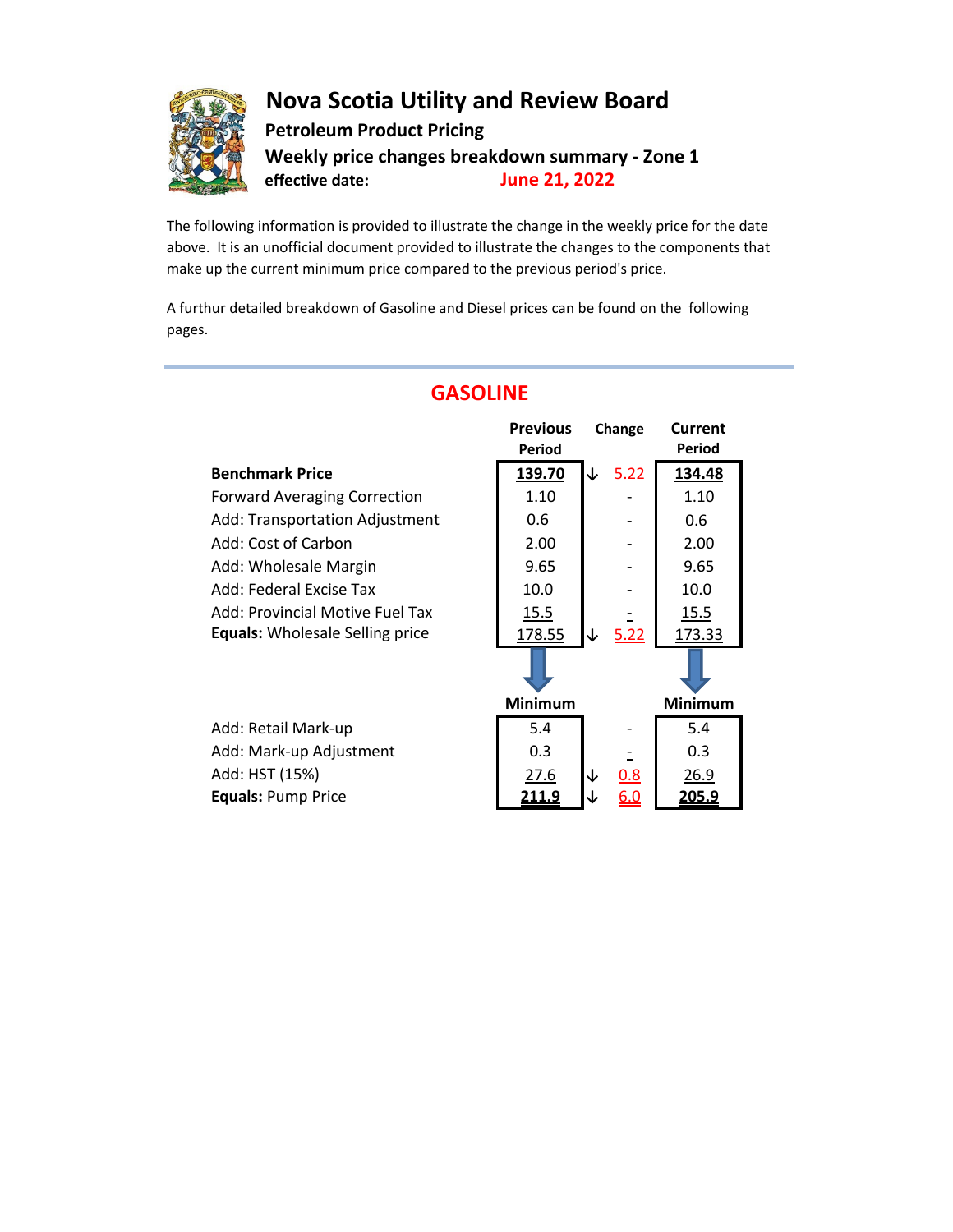# Nova Scotia Utility and Review Board

### Petroleum Product Pricing

### Weekly price changes breakdown summary - Zone 1

**effective date:** June 21, 2022

The following information is provided to illustrate the change in the weekly price for the date above. It is an unofficial document provided to illustrate the changes to the components that make up the current minimum price compared to the previous period's price.

A furthur detailed breakdown of Gasoline and Diesel prices can be found on the following pages.

## GASOLINE

| | Previous Period | Change | Current Period |
|---|---|---|---|
| **Benchmark Price** | 139.70 | ↓ 5.22 | 134.48 |
| Forward Averaging Correction | 1.10 | - | 1.10 |
| Add: Transportation Adjustment | 0.6 | - | 0.6 |
| Add: Cost of Carbon | 2.00 | - | 2.00 |
| Add: Wholesale Margin | 9.65 | - | 9.65 |
| Add: Federal Excise Tax | 10.0 | - | 10.0 |
| Add: Provincial Motive Fuel Tax | 15.5 | - | 15.5 |
| **Equals:** Wholesale Selling price | 178.55 | ↓ 5.22 | 173.33 |

| | Minimum | Change | Minimum |
|---|---|---|---|
| Add: Retail Mark-up | 5.4 | - | 5.4 |
| Add: Mark-up Adjustment | 0.3 | - | 0.3 |
| Add: HST (15%) | 27.6 | ↓ 0.8 | 26.9 |
| **Equals:** Pump Price | 211.9 | ↓ 6.0 | 205.9 |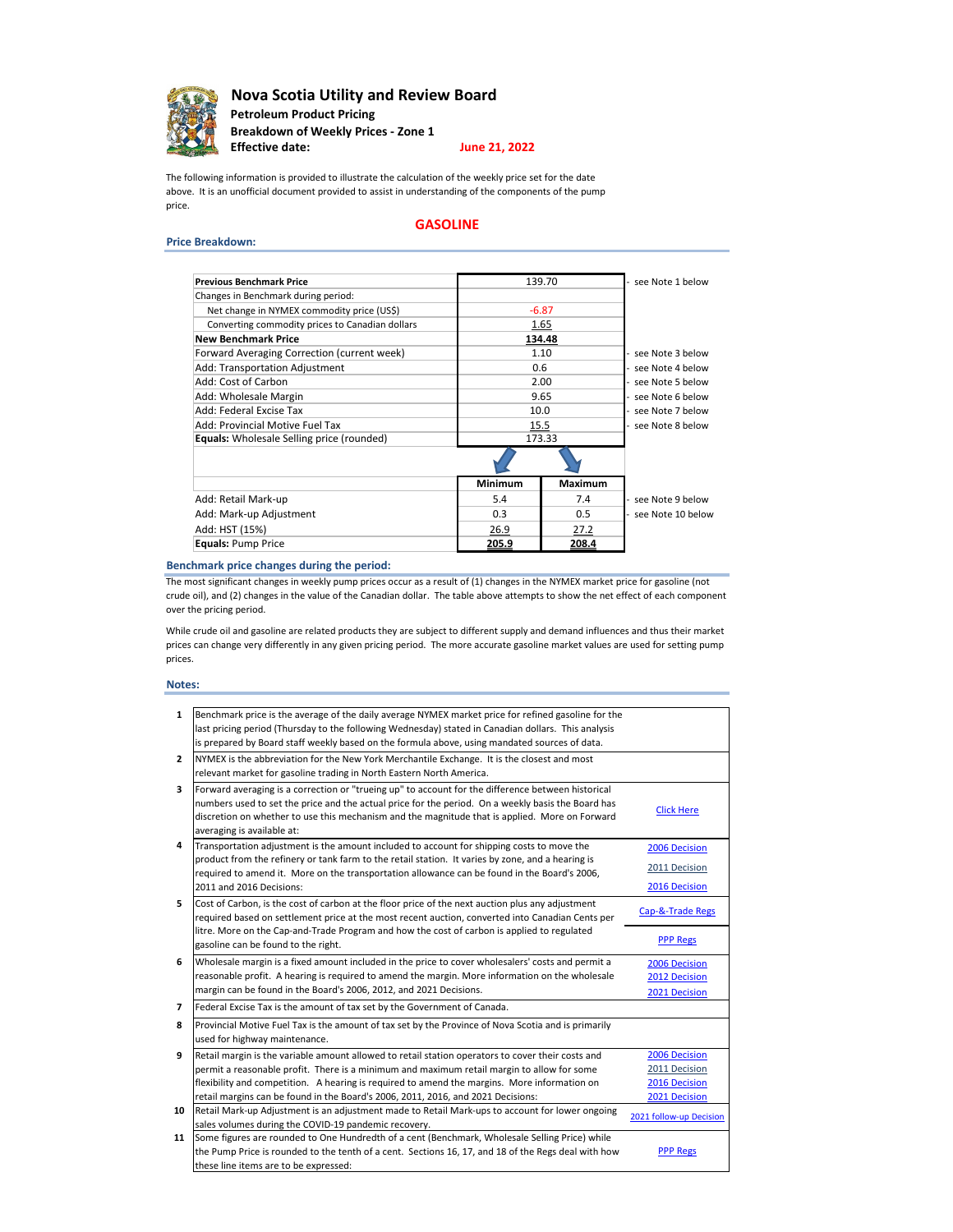# Nova Scotia Utility and Review Board

**Petroleum Product Pricing**

**Breakdown of Weekly Prices - Zone 1**

**Effective date:** June 21, 2022

The following information is provided to illustrate the calculation of the weekly price set for the date above. It is an unofficial document provided to assist in understanding of the components of the pump price.

## GASOLINE

### Price Breakdown:

| | | | |
|---|---|---|---|
| **Previous Benchmark Price** | 139.70 | | - see Note 1 below |
| Changes in Benchmark during period: | | | |
| Net change in NYMEX commodity price (US$) | -6.87 | | |
| Converting commodity prices to Canadian dollars | 1.65 | | |
| **New Benchmark Price** | **134.48** | | |
| Forward Averaging Correction (current week) | 1.10 | | - see Note 3 below |
| Add: Transportation Adjustment | 0.6 | | - see Note 4 below |
| Add: Cost of Carbon | 2.00 | | - see Note 5 below |
| Add: Wholesale Margin | 9.65 | | - see Note 6 below |
| Add: Federal Excise Tax | 10.0 | | - see Note 7 below |
| Add: Provincial Motive Fuel Tax | 15.5 | | - see Note 8 below |
| **Equals:** Wholesale Selling price (rounded) | 173.33 | | |
| | **Minimum** | **Maximum** | |
| Add: Retail Mark-up | 5.4 | 7.4 | - see Note 9 below |
| Add: Mark-up Adjustment | 0.3 | 0.5 | - see Note 10 below |
| Add: HST (15%) | 26.9 | 27.2 | |
| **Equals:** Pump Price | **205.9** | **208.4** | |

### Benchmark price changes during the period:

The most significant changes in weekly pump prices occur as a result of (1) changes in the NYMEX market price for gasoline (not crude oil), and (2) changes in the value of the Canadian dollar. The table above attempts to show the net effect of each component over the pricing period.

While crude oil and gasoline are related products they are subject to different supply and demand influences and thus their market prices can change very differently in any given pricing period. The more accurate gasoline market values are used for setting pump prices.

### Notes:

| | | |
|---|---|---|
| 1 | Benchmark price is the average of the daily average NYMEX market price for refined gasoline for the last pricing period (Thursday to the following Wednesday) stated in Canadian dollars. This analysis is prepared by Board staff weekly based on the formula above, using mandated sources of data. | |
| 2 | NYMEX is the abbreviation for the New York Merchantile Exchange. It is the closest and most relevant market for gasoline trading in North Eastern North America. | |
| 3 | Forward averaging is a correction or "trueing up" to account for the difference between historical numbers used to set the price and the actual price for the period. On a weekly basis the Board has discretion on whether to use this mechanism and the magnitude that is applied. More on Forward averaging is available at: | Click Here |
| 4 | Transportation adjustment is the amount included to account for shipping costs to move the product from the refinery or tank farm to the retail station. It varies by zone, and a hearing is required to amend it. More on the transportation allowance can be found in the Board's 2006, 2011 and 2016 Decisions: | 2006 Decision<br>2011 Decision<br>2016 Decision |
| 5 | Cost of Carbon, is the cost of carbon at the floor price of the next auction plus any adjustment required based on settlement price at the most recent auction, converted into Canadian Cents per litre. More on the Cap-and-Trade Program and how the cost of carbon is applied to regulated gasoline can be found to the right. | Cap-&-Trade Regs<br>PPP Regs |
| 6 | Wholesale margin is a fixed amount included in the price to cover wholesalers' costs and permit a reasonable profit. A hearing is required to amend the margin. More information on the wholesale margin can be found in the Board's 2006, 2012, and 2021 Decisions. | 2006 Decision<br>2012 Decision<br>2021 Decision |
| 7 | Federal Excise Tax is the amount of tax set by the Government of Canada. | |
| 8 | Provincial Motive Fuel Tax is the amount of tax set by the Province of Nova Scotia and is primarily used for highway maintenance. | |
| 9 | Retail margin is the variable amount allowed to retail station operators to cover their costs and permit a reasonable profit. There is a minimum and maximum retail margin to allow for some flexibility and competition. A hearing is required to amend the margins. More information on retail margins can be found in the Board's 2006, 2011, 2016, and 2021 Decisions: | 2006 Decision<br>2011 Decision<br>2016 Decision<br>2021 Decision |
| 10 | Retail Mark-up Adjustment is an adjustment made to Retail Mark-ups to account for lower ongoing sales volumes during the COVID-19 pandemic recovery. | 2021 follow-up Decision |
| 11 | Some figures are rounded to One Hundredth of a cent (Benchmark, Wholesale Selling Price) while the Pump Price is rounded to the tenth of a cent. Sections 16, 17, and 18 of the Regs deal with how these line items are to be expressed: | PPP Regs |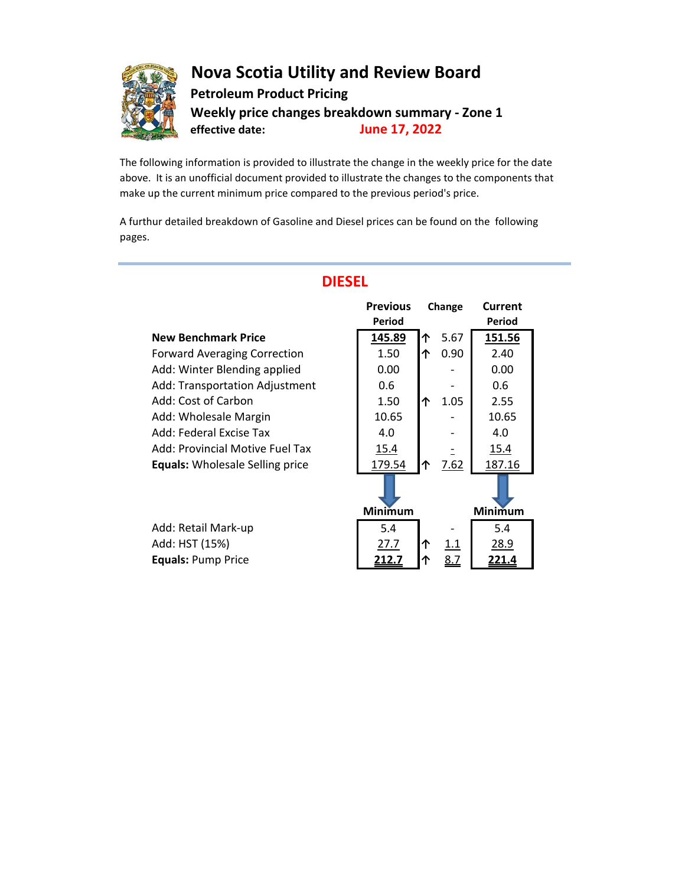# Nova Scotia Utility and Review Board

**Petroleum Product Pricing**

**Weekly price changes breakdown summary - Zone 1**

**effective date:** June 17, 2022

The following information is provided to illustrate the change in the weekly price for the date above. It is an unofficial document provided to illustrate the changes to the components that make up the current minimum price compared to the previous period's price.

A furthur detailed breakdown of Gasoline and Diesel prices can be found on the following pages.

## DIESEL

| | Previous Period | Change | Current Period |
|---|---|---|---|
| **New Benchmark Price** | **145.89** | ↑ 5.67 | **151.56** |
| Forward Averaging Correction | 1.50 | ↑ 0.90 | 2.40 |
| Add: Winter Blending applied | 0.00 | - | 0.00 |
| Add: Transportation Adjustment | 0.6 | - | 0.6 |
| Add: Cost of Carbon | 1.50 | ↑ 1.05 | 2.55 |
| Add: Wholesale Margin | 10.65 | - | 10.65 |
| Add: Federal Excise Tax | 4.0 | - | 4.0 |
| Add: Provincial Motive Fuel Tax | 15.4 | - | 15.4 |
| **Equals:** Wholesale Selling price | 179.54 | ↑ 7.62 | 187.16 |

| | Minimum | Change | Minimum |
|---|---|---|---|
| Add: Retail Mark-up | 5.4 | - | 5.4 |
| Add: HST (15%) | 27.7 | ↑ 1.1 | 28.9 |
| **Equals:** Pump Price | **212.7** | ↑ 8.7 | **221.4** |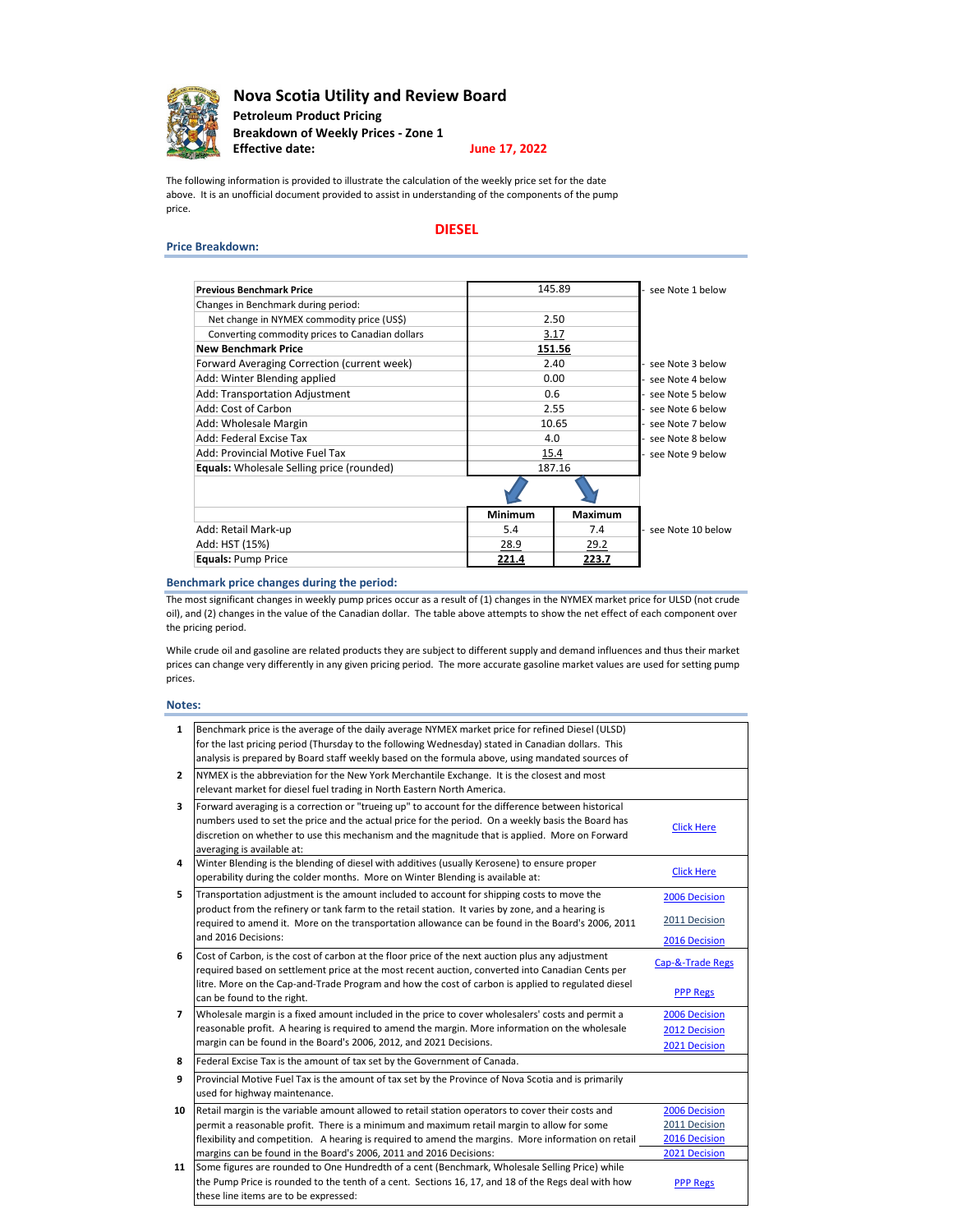# Nova Scotia Utility and Review Board

**Petroleum Product Pricing**
**Breakdown of Weekly Prices - Zone 1**
**Effective date:** June 17, 2022

The following information is provided to illustrate the calculation of the weekly price set for the date above. It is an unofficial document provided to assist in understanding of the components of the pump price.

## DIESEL

### Price Breakdown:

| | | | |
|---|---|---|---|
| **Previous Benchmark Price** | 145.89 | | - see Note 1 below |
| Changes in Benchmark during period: | | | |
| Net change in NYMEX commodity price (US$) | 2.50 | | |
| Converting commodity prices to Canadian dollars | 3.17 | | |
| **New Benchmark Price** | **151.56** | | |
| Forward Averaging Correction (current week) | 2.40 | | - see Note 3 below |
| Add: Winter Blending applied | 0.00 | | - see Note 4 below |
| Add: Transportation Adjustment | 0.6 | | - see Note 5 below |
| Add: Cost of Carbon | 2.55 | | - see Note 6 below |
| Add: Wholesale Margin | 10.65 | | - see Note 7 below |
| Add: Federal Excise Tax | 4.0 | | - see Note 8 below |
| Add: Provincial Motive Fuel Tax | 15.4 | | - see Note 9 below |
| **Equals:** Wholesale Selling price (rounded) | 187.16 | | |
| | **Minimum** | **Maximum** | |
| Add: Retail Mark-up | 5.4 | 7.4 | - see Note 10 below |
| Add: HST (15%) | 28.9 | 29.2 | |
| **Equals:** Pump Price | **221.4** | **223.7** | |

### Benchmark price changes during the period:

The most significant changes in weekly pump prices occur as a result of (1) changes in the NYMEX market price for ULSD (not crude oil), and (2) changes in the value of the Canadian dollar. The table above attempts to show the net effect of each component over the pricing period.

While crude oil and gasoline are related products they are subject to different supply and demand influences and thus their market prices can change very differently in any given pricing period. The more accurate gasoline market values are used for setting pump prices.

### Notes:

| | | |
|---|---|---|
| 1 | Benchmark price is the average of the daily average NYMEX market price for refined Diesel (ULSD) for the last pricing period (Thursday to the following Wednesday) stated in Canadian dollars. This analysis is prepared by Board staff weekly based on the formula above, using mandated sources of | |
| 2 | NYMEX is the abbreviation for the New York Merchantile Exchange. It is the closest and most relevant market for diesel fuel trading in North Eastern North America. | |
| 3 | Forward averaging is a correction or "trueing up" to account for the difference between historical numbers used to set the price and the actual price for the period. On a weekly basis the Board has discretion on whether to use this mechanism and the magnitude that is applied. More on Forward averaging is available at: | Click Here |
| 4 | Winter Blending is the blending of diesel with additives (usually Kerosene) to ensure proper operability during the colder months. More on Winter Blending is available at: | Click Here |
| 5 | Transportation adjustment is the amount included to account for shipping costs to move the product from the refinery or tank farm to the retail station. It varies by zone, and a hearing is required to amend it. More on the transportation allowance can be found in the Board's 2006, 2011 and 2016 Decisions: | 2006 Decision<br>2011 Decision<br>2016 Decision |
| 6 | Cost of Carbon, is the cost of carbon at the floor price of the next auction plus any adjustment required based on settlement price at the most recent auction, converted into Canadian Cents per litre. More on the Cap-and-Trade Program and how the cost of carbon is applied to regulated diesel can be found to the right. | Cap-&-Trade Regs<br>PPP Regs |
| 7 | Wholesale margin is a fixed amount included in the price to cover wholesalers' costs and permit a reasonable profit. A hearing is required to amend the margin. More information on the wholesale margin can be found in the Board's 2006, 2012, and 2021 Decisions. | 2006 Decision<br>2012 Decision<br>2021 Decision |
| 8 | Federal Excise Tax is the amount of tax set by the Government of Canada. | |
| 9 | Provincial Motive Fuel Tax is the amount of tax set by the Province of Nova Scotia and is primarily used for highway maintenance. | |
| 10 | Retail margin is the variable amount allowed to retail station operators to cover their costs and permit a reasonable profit. There is a minimum and maximum retail margin to allow for some flexibility and competition. A hearing is required to amend the margins. More information on retail margins can be found in the Board's 2006, 2011 and 2016 Decisions: | 2006 Decision<br>2011 Decision<br>2016 Decision<br>2021 Decision |
| 11 | Some figures are rounded to One Hundredth of a cent (Benchmark, Wholesale Selling Price) while the Pump Price is rounded to the tenth of a cent. Sections 16, 17, and 18 of the Regs deal with how these line items are to be expressed: | PPP Regs |